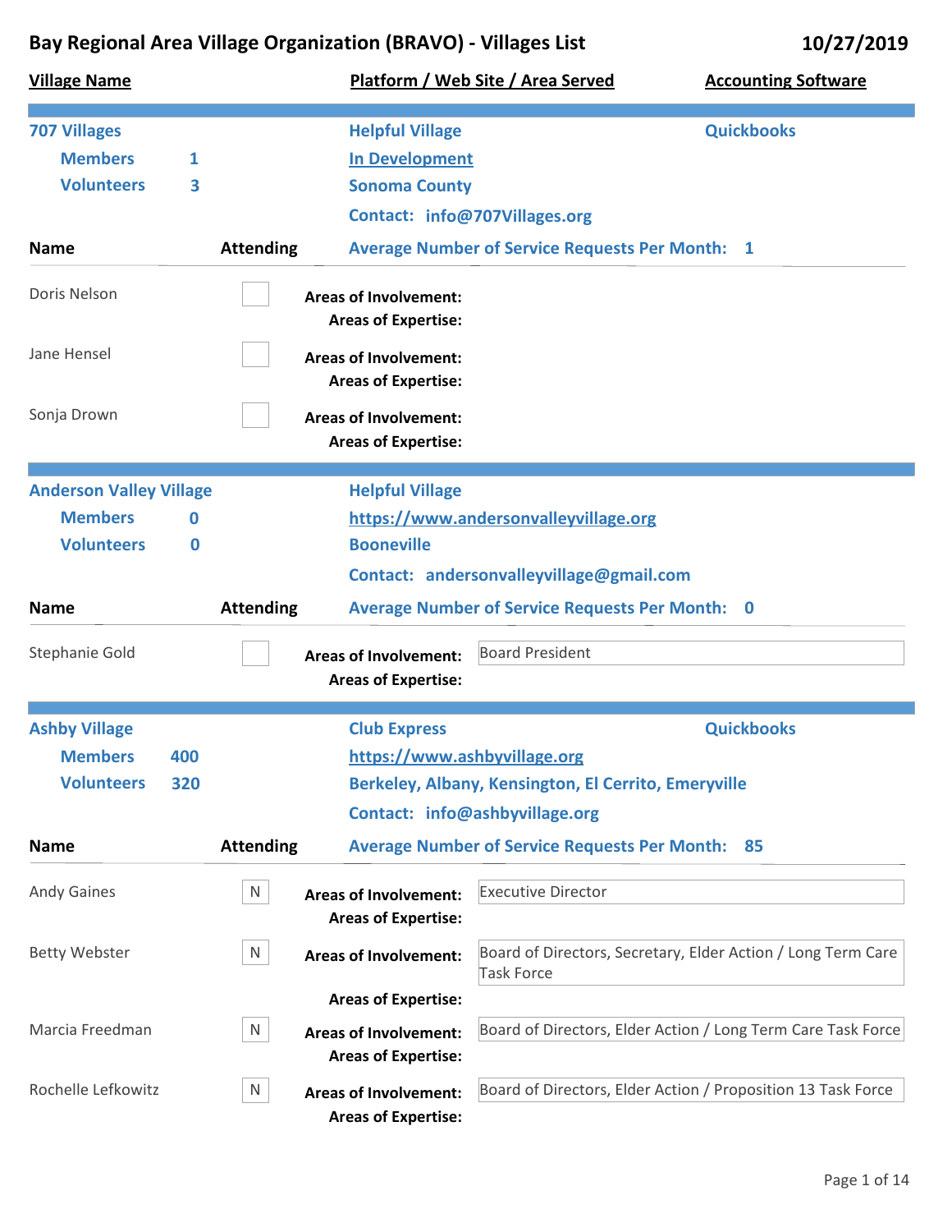# Bay Regional Area Village Organization (BRAVO) - Villages List

10/27/2019

**Village Name** | **Platform / Web Site / Area Served** | **Accounting Software**

---

## 707 Villages

**Helpful Village** | **Quickbooks**

- **Members** 1
- **Volunteers** 3

**In Development**
**Sonoma County**
**Contact:** info@707Villages.org

**Average Number of Service Requests Per Month:** 1

| Name | Attending | Areas of Involvement | Areas of Expertise |
|---|---|---|---|
| Doris Nelson | | | |
| Jane Hensel | | | |
| Sonja Drown | | | |

---

## Anderson Valley Village

**Helpful Village**

- **Members** 0
- **Volunteers** 0

**https://www.andersonvalleyvillage.org**
**Booneville**
**Contact:** andersonvalleyvillage@gmail.com

**Average Number of Service Requests Per Month:** 0

| Name | Attending | Areas of Involvement | Areas of Expertise |
|---|---|---|---|
| Stephanie Gold | | Board President | |

---

## Ashby Village

**Club Express** | **Quickbooks**

- **Members** 400
- **Volunteers** 320

**https://www.ashbyvillage.org**
**Berkeley, Albany, Kensington, El Cerrito, Emeryville**
**Contact:** info@ashbyvillage.org

**Average Number of Service Requests Per Month:** 85

| Name | Attending | Areas of Involvement | Areas of Expertise |
|---|---|---|---|
| Andy Gaines | N | Executive Director | |
| Betty Webster | N | Board of Directors, Secretary, Elder Action / Long Term Care Task Force | |
| Marcia Freedman | N | Board of Directors, Elder Action / Long Term Care Task Force | |
| Rochelle Lefkowitz | N | Board of Directors, Elder Action / Proposition 13 Task Force | |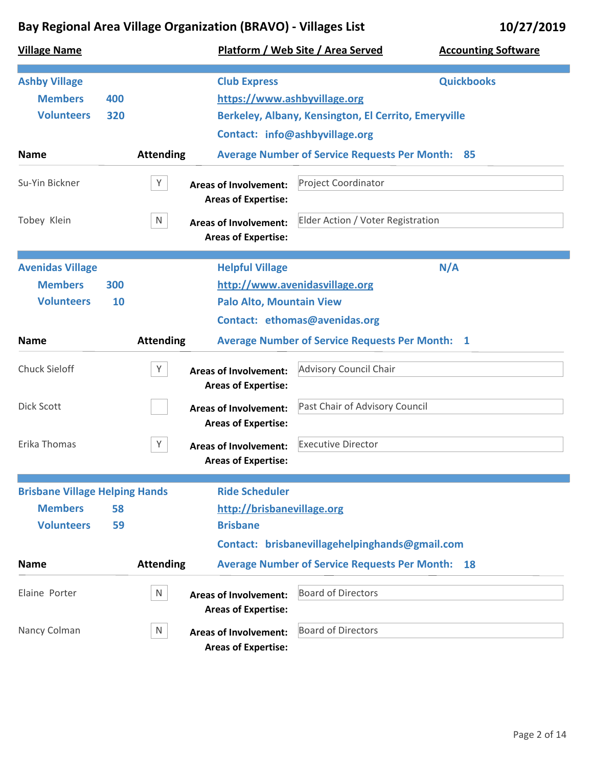# Bay Regional Area Village Organization (BRAVO) - Villages List

10/27/2019

**Village Name** | **Platform / Web Site / Area Served** | **Accounting Software**

## Ashby Village

**Members** 400
**Volunteers** 320

**Club Express** | **Quickbooks**

https://www.ashbyvillage.org

Berkeley, Albany, Kensington, El Cerrito, Emeryville

Contact: info@ashbyvillage.org

**Average Number of Service Requests Per Month:** 85

| Name | Attending | Areas of Involvement | Areas of Expertise |
|---|---|---|---|
| Su-Yin Bickner | Y | Project Coordinator | |
| Tobey Klein | N | Elder Action / Voter Registration | |

## Avenidas Village

**Members** 300
**Volunteers** 10

**Helpful Village** | **N/A**

http://www.avenidasvillage.org

Palo Alto, Mountain View

Contact: ethomas@avenidas.org

**Average Number of Service Requests Per Month:** 1

| Name | Attending | Areas of Involvement | Areas of Expertise |
|---|---|---|---|
| Chuck Sieloff | Y | Advisory Council Chair | |
| Dick Scott | | Past Chair of Advisory Council | |
| Erika Thomas | Y | Executive Director | |

## Brisbane Village Helping Hands

**Members** 58
**Volunteers** 59

**Ride Scheduler**

http://brisbanevillage.org

Brisbane

Contact: brisbanevillagehelpinghands@gmail.com

**Average Number of Service Requests Per Month:** 18

| Name | Attending | Areas of Involvement | Areas of Expertise |
|---|---|---|---|
| Elaine Porter | N | Board of Directors | |
| Nancy Colman | N | Board of Directors | |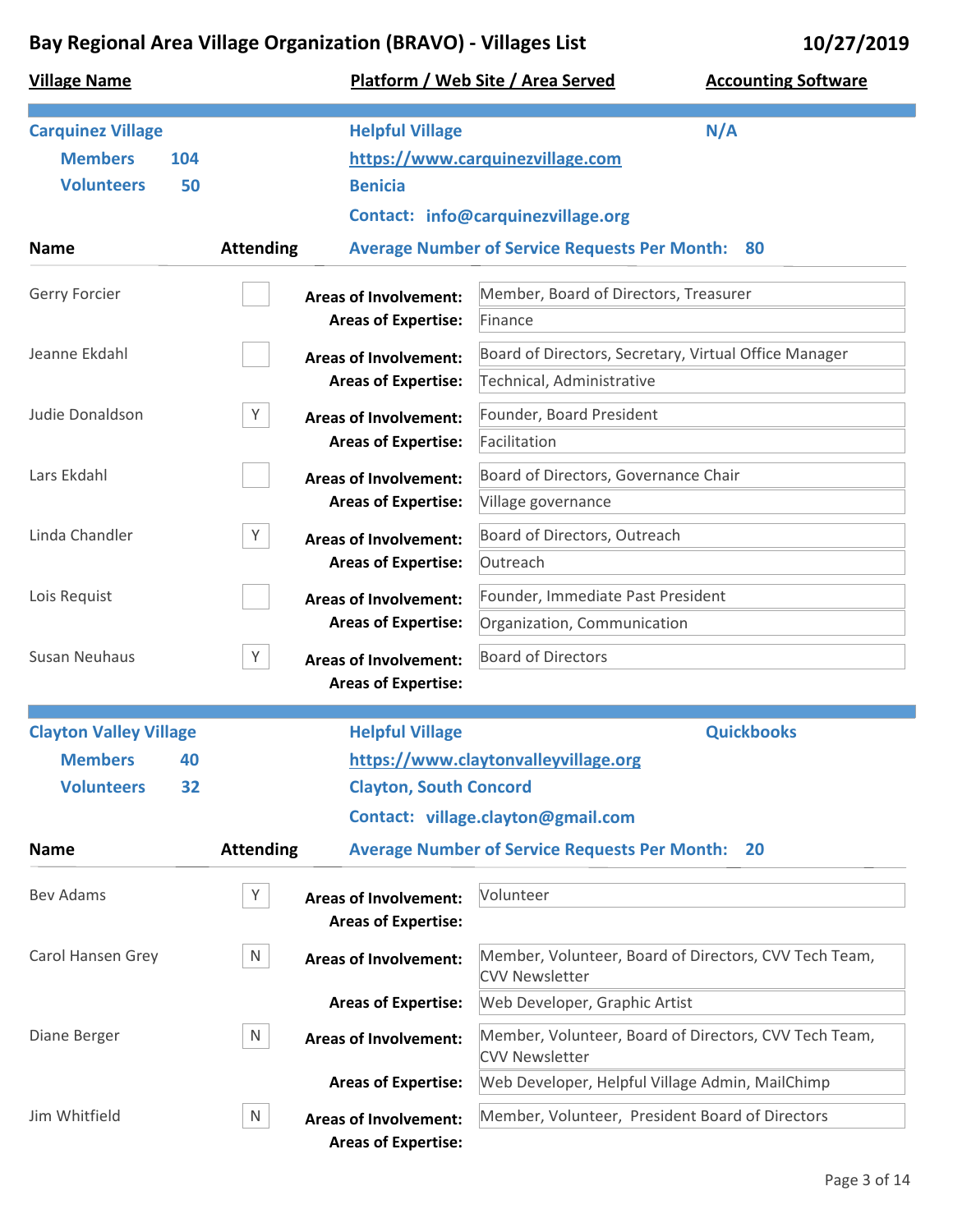# Bay Regional Area Village Organization (BRAVO) - Villages List

10/27/2019

| Village Name | Platform / Web Site / Area Served | Accounting Software |
|---|---|---|

## Carquinez Village

**Members** 104
**Volunteers** 50

**Helpful Village**
**https://www.carquinezvillage.com**
**Benicia**
**Contact:** info@carquinezvillage.org

**Accounting Software:** N/A

**Average Number of Service Requests Per Month:** 80

| Name | Attending | Areas of Involvement | Areas of Expertise |
|---|---|---|---|
| Gerry Forcier | | Member, Board of Directors, Treasurer | Finance |
| Jeanne Ekdahl | | Board of Directors, Secretary, Virtual Office Manager | Technical, Administrative |
| Judie Donaldson | Y | Founder, Board President | Facilitation |
| Lars Ekdahl | | Board of Directors, Governance Chair | Village governance |
| Linda Chandler | Y | Board of Directors, Outreach | Outreach |
| Lois Requist | | Founder, Immediate Past President | Organization, Communication |
| Susan Neuhaus | Y | Board of Directors | |

## Clayton Valley Village

**Members** 40
**Volunteers** 32

**Helpful Village**
**https://www.claytonvalleyvillage.org**
**Clayton, South Concord**
**Contact:** village.clayton@gmail.com

**Accounting Software:** Quickbooks

**Average Number of Service Requests Per Month:** 20

| Name | Attending | Areas of Involvement | Areas of Expertise |
|---|---|---|---|
| Bev Adams | Y | Volunteer | |
| Carol Hansen Grey | N | Member, Volunteer, Board of Directors, CVV Tech Team, CVV Newsletter | Web Developer, Graphic Artist |
| Diane Berger | N | Member, Volunteer, Board of Directors, CVV Tech Team, CVV Newsletter | Web Developer, Helpful Village Admin, MailChimp |
| Jim Whitfield | N | Member, Volunteer, President Board of Directors | |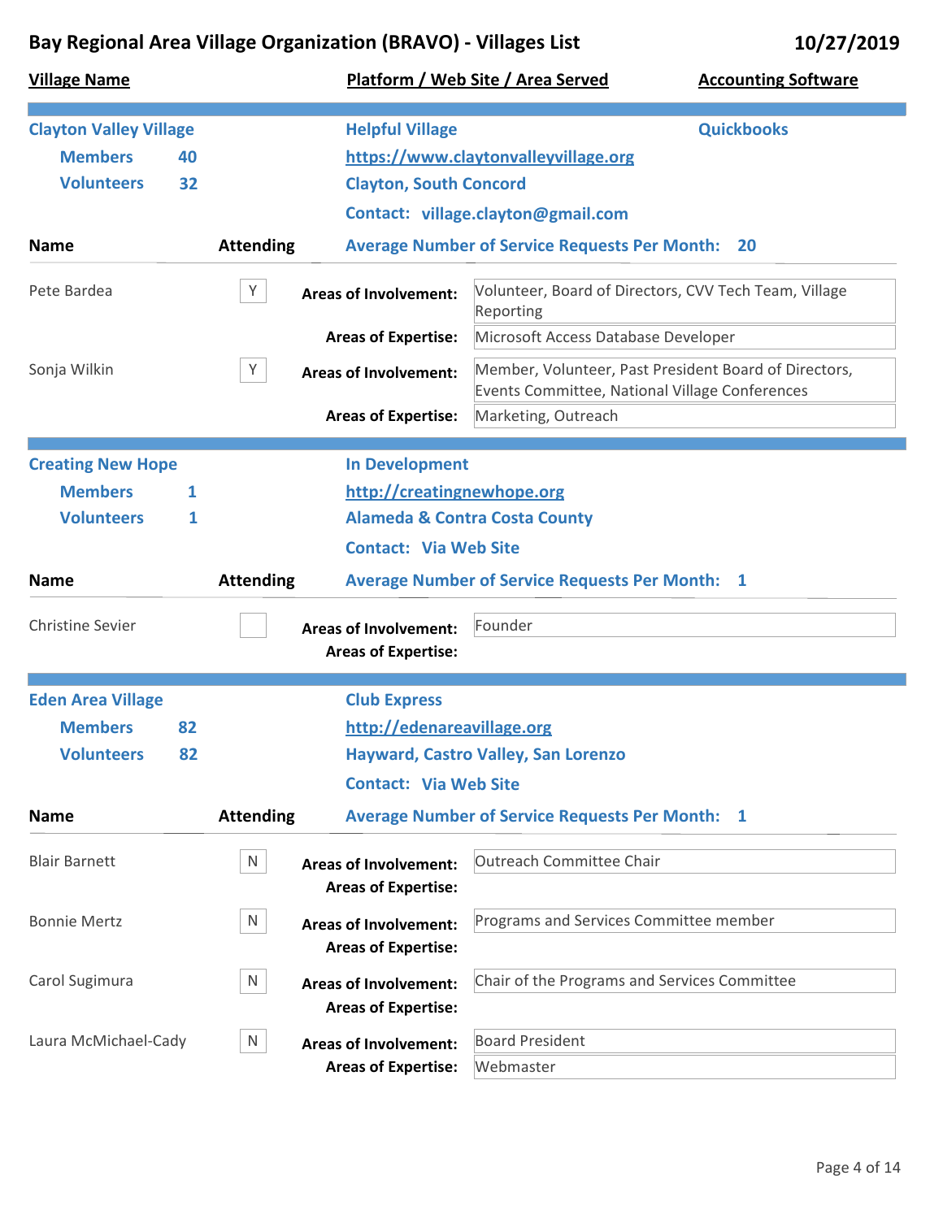# Bay Regional Area Village Organization (BRAVO) - Villages List

10/27/2019

| Village Name | Platform / Web Site / Area Served | Accounting Software |
|---|---|---|

## Clayton Valley Village

**Members** 40
**Volunteers** 32

**Helpful Village**
https://www.claytonvalleyvillage.org
**Clayton, South Concord**
**Contact:** village.clayton@gmail.com

**Accounting Software:** Quickbooks

**Average Number of Service Requests Per Month:** 20

| Name | Attending | Areas of Involvement | Areas of Expertise |
|---|---|---|---|
| Pete Bardea | Y | Volunteer, Board of Directors, CVV Tech Team, Village Reporting | Microsoft Access Database Developer |
| Sonja Wilkin | Y | Member, Volunteer, Past President Board of Directors, Events Committee, National Village Conferences | Marketing, Outreach |

## Creating New Hope

**Members** 1
**Volunteers** 1

**In Development**
http://creatingnewhope.org
**Alameda & Contra Costa County**
**Contact:** Via Web Site

**Average Number of Service Requests Per Month:** 1

| Name | Attending | Areas of Involvement | Areas of Expertise |
|---|---|---|---|
| Christine Sevier | | Founder | |

## Eden Area Village

**Members** 82
**Volunteers** 82

**Club Express**
http://edenareavillage.org
**Hayward, Castro Valley, San Lorenzo**
**Contact:** Via Web Site

**Average Number of Service Requests Per Month:** 1

| Name | Attending | Areas of Involvement | Areas of Expertise |
|---|---|---|---|
| Blair Barnett | N | Outreach Committee Chair | |
| Bonnie Mertz | N | Programs and Services Committee member | |
| Carol Sugimura | N | Chair of the Programs and Services Committee | |
| Laura McMichael-Cady | N | Board President | Webmaster |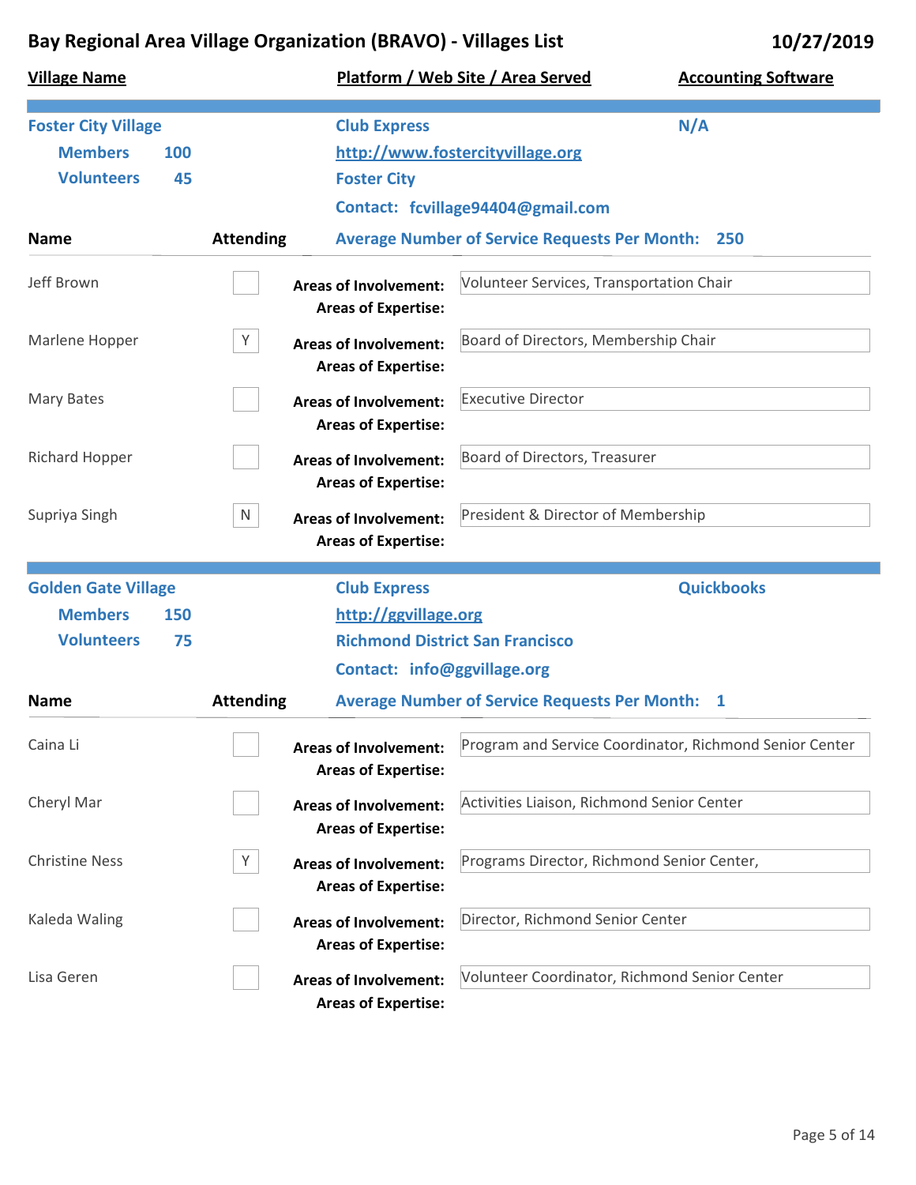# Bay Regional Area Village Organization (BRAVO) - Villages List

10/27/2019

| Village Name | Platform / Web Site / Area Served | Accounting Software |
|---|---|---|

## Foster City Village

**Members** 100
**Volunteers** 45

Club Express
http://www.fostercityvillage.org
Foster City
Contact: fcvillage94404@gmail.com

Accounting Software: N/A

**Average Number of Service Requests Per Month:** 250

| Name | Attending | Areas of Involvement | Areas of Expertise |
|---|---|---|---|
| Jeff Brown | | Volunteer Services, Transportation Chair | |
| Marlene Hopper | Y | Board of Directors, Membership Chair | |
| Mary Bates | | Executive Director | |
| Richard Hopper | | Board of Directors, Treasurer | |
| Supriya Singh | N | President & Director of Membership | |

## Golden Gate Village

**Members** 150
**Volunteers** 75

Club Express
http://ggvillage.org
Richmond District San Francisco
Contact: info@ggvillage.org

Accounting Software: Quickbooks

**Average Number of Service Requests Per Month:** 1

| Name | Attending | Areas of Involvement | Areas of Expertise |
|---|---|---|---|
| Caina Li | | Program and Service Coordinator, Richmond Senior Center | |
| Cheryl Mar | | Activities Liaison, Richmond Senior Center | |
| Christine Ness | Y | Programs Director, Richmond Senior Center, | |
| Kaleda Waling | | Director, Richmond Senior Center | |
| Lisa Geren | | Volunteer Coordinator, Richmond Senior Center | |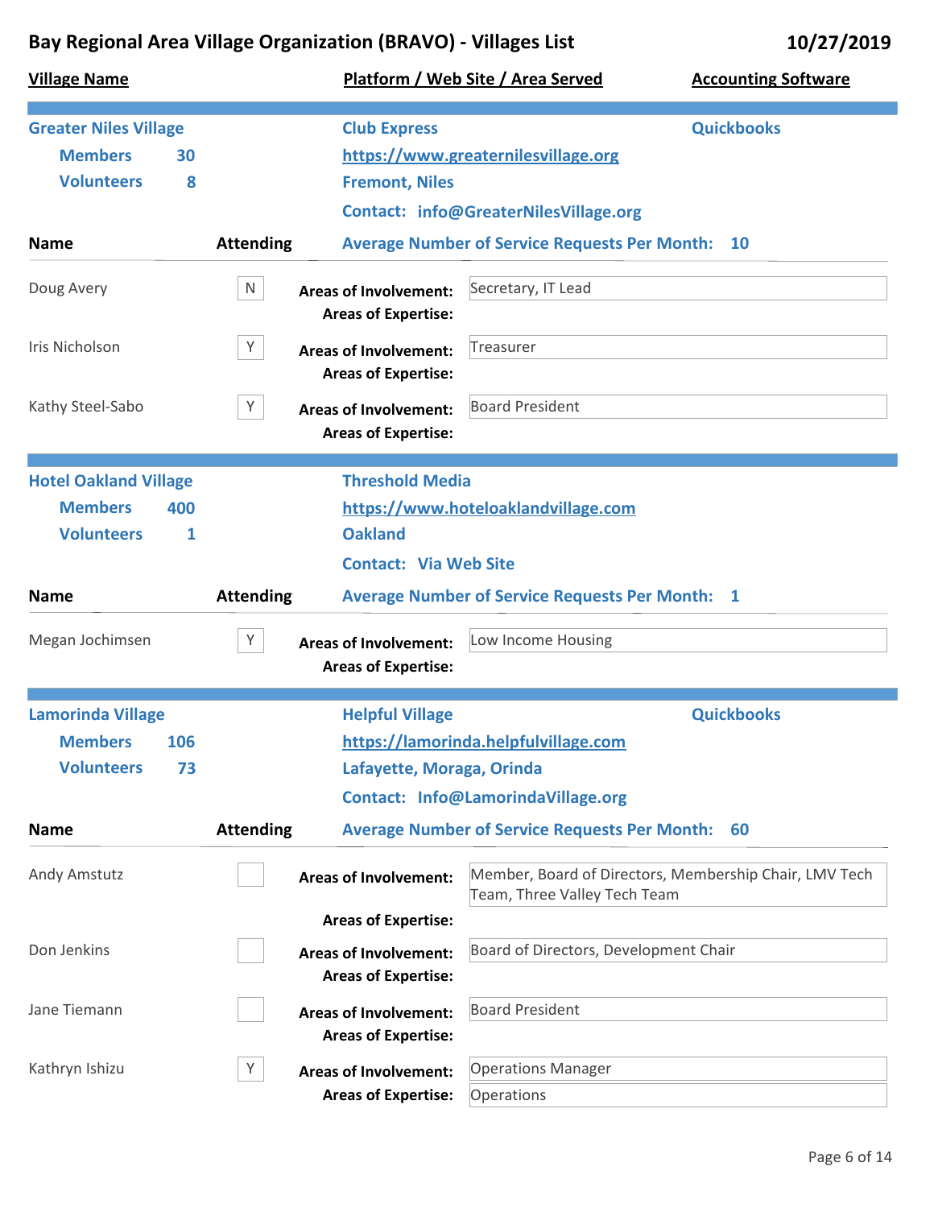# Bay Regional Area Village Organization (BRAVO) - Villages List

10/27/2019

| Village Name | Platform / Web Site / Area Served | Accounting Software |
|---|---|---|

## Greater Niles Village

**Members** 30
**Volunteers** 8

**Club Express**
https://www.greaternilesvillage.org
Fremont, Niles
**Contact:** info@GreaterNilesVillage.org

**Accounting Software:** Quickbooks

**Average Number of Service Requests Per Month:** 10

| Name | Attending | Areas of Involvement | Areas of Expertise |
|---|---|---|---|
| Doug Avery | N | Secretary, IT Lead | |
| Iris Nicholson | Y | Treasurer | |
| Kathy Steel-Sabo | Y | Board President | |

## Hotel Oakland Village

**Members** 400
**Volunteers** 1

**Threshold Media**
https://www.hoteloaklandvillage.com
Oakland
**Contact:** Via Web Site

**Average Number of Service Requests Per Month:** 1

| Name | Attending | Areas of Involvement | Areas of Expertise |
|---|---|---|---|
| Megan Jochimsen | Y | Low Income Housing | |

## Lamorinda Village

**Members** 106
**Volunteers** 73

**Helpful Village**
https://lamorinda.helpfulvillage.com
Lafayette, Moraga, Orinda
**Contact:** Info@LamorindaVillage.org

**Accounting Software:** Quickbooks

**Average Number of Service Requests Per Month:** 60

| Name | Attending | Areas of Involvement | Areas of Expertise |
|---|---|---|---|
| Andy Amstutz | | Member, Board of Directors, Membership Chair, LMV Tech Team, Three Valley Tech Team | |
| Don Jenkins | | Board of Directors, Development Chair | |
| Jane Tiemann | | Board President | |
| Kathryn Ishizu | Y | Operations Manager | Operations |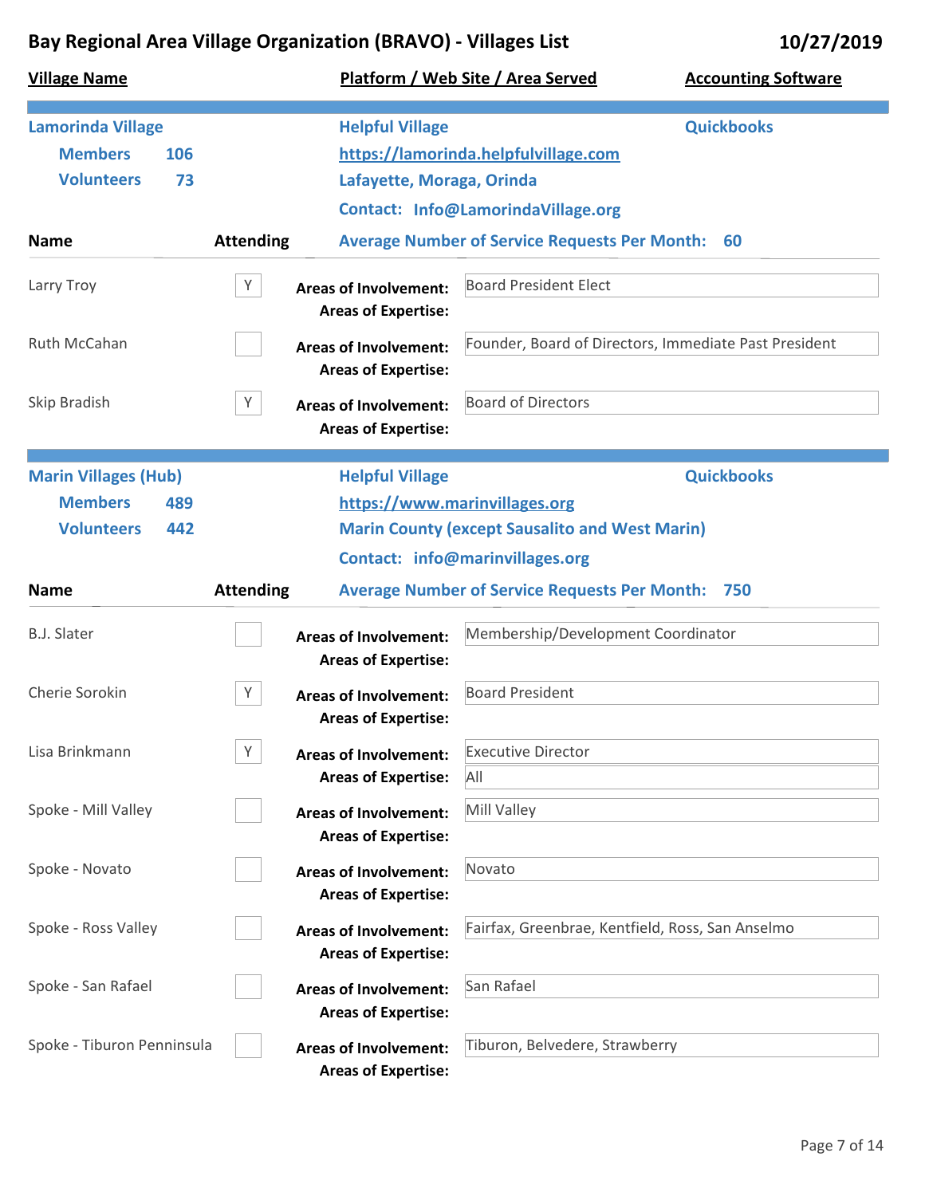# Bay Regional Area Village Organization (BRAVO) - Villages List

10/27/2019

| Village Name | Platform / Web Site / Area Served | Accounting Software |
|---|---|---|

## Lamorinda Village

**Platform:** Helpful Village
**Accounting Software:** Quickbooks

- **Members** 106
- **Volunteers** 73

https://lamorinda.helpfulvillage.com

Lafayette, Moraga, Orinda

**Contact:** Info@LamorindaVillage.org

**Average Number of Service Requests Per Month:** 60

| Name | Attending | Areas of Involvement | Areas of Expertise |
|---|---|---|---|
| Larry Troy | Y | Board President Elect | |
| Ruth McCahan | | Founder, Board of Directors, Immediate Past President | |
| Skip Bradish | Y | Board of Directors | |

## Marin Villages (Hub)

**Platform:** Helpful Village
**Accounting Software:** Quickbooks

- **Members** 489
- **Volunteers** 442

https://www.marinvillages.org

Marin County (except Sausalito and West Marin)

**Contact:** info@marinvillages.org

**Average Number of Service Requests Per Month:** 750

| Name | Attending | Areas of Involvement | Areas of Expertise |
|---|---|---|---|
| B.J. Slater | | Membership/Development Coordinator | |
| Cherie Sorokin | Y | Board President | |
| Lisa Brinkmann | Y | Executive Director | All |
| Spoke - Mill Valley | | Mill Valley | |
| Spoke - Novato | | Novato | |
| Spoke - Ross Valley | | Fairfax, Greenbrae, Kentfield, Ross, San Anselmo | |
| Spoke - San Rafael | | San Rafael | |
| Spoke - Tiburon Penninsula | | Tiburon, Belvedere, Strawberry | |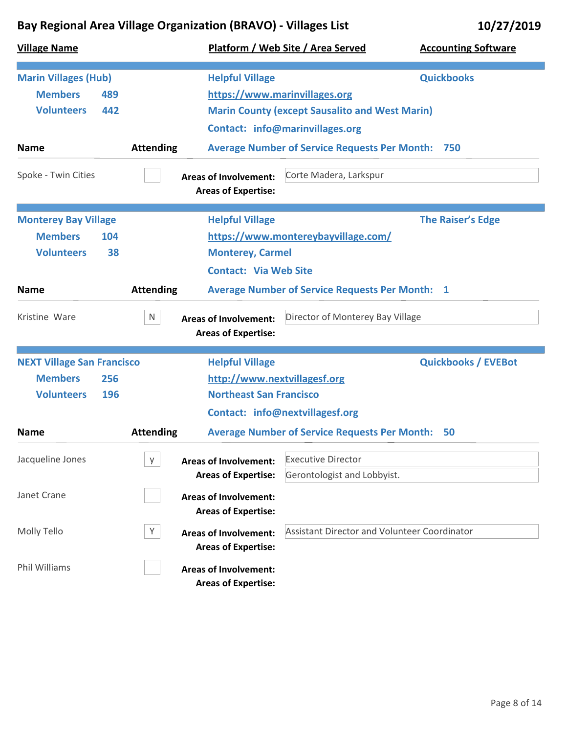# Bay Regional Area Village Organization (BRAVO) - Villages List

10/27/2019

**Village Name** | **Platform / Web Site / Area Served** | **Accounting Software**

---

## Marin Villages (Hub)

**Members** 489
**Volunteers** 442

**Helpful Village**
**https://www.marinvillages.org**
**Marin County (except Sausalito and West Marin)**
**Contact:** info@marinvillages.org

**Quickbooks**

**Average Number of Service Requests Per Month:** 750

| Name | Attending | | |
|---|---|---|---|
| Spoke - Twin Cities | | **Areas of Involvement:** | Corte Madera, Larkspur |
| | | **Areas of Expertise:** | |

---

## Monterey Bay Village

**Members** 104
**Volunteers** 38

**Helpful Village**
**https://www.montereybayvillage.com/**
**Monterey, Carmel**
**Contact:** Via Web Site

**The Raiser's Edge**

**Average Number of Service Requests Per Month:** 1

| Name | Attending | | |
|---|---|---|---|
| Kristine Ware | N | **Areas of Involvement:** | Director of Monterey Bay Village |
| | | **Areas of Expertise:** | |

---

## NEXT Village San Francisco

**Members** 256
**Volunteers** 196

**Helpful Village**
**http://www.nextvillagesf.org**
**Northeast San Francisco**
**Contact:** info@nextvillagesf.org

**Quickbooks / EVEBot**

**Average Number of Service Requests Per Month:** 50

| Name | Attending | | |
|---|---|---|---|
| Jacqueline Jones | y | **Areas of Involvement:** | Executive Director |
| | | **Areas of Expertise:** | Gerontologist and Lobbyist. |
| Janet Crane | | **Areas of Involvement:** | |
| | | **Areas of Expertise:** | |
| Molly Tello | Y | **Areas of Involvement:** | Assistant Director and Volunteer Coordinator |
| | | **Areas of Expertise:** | |
| Phil Williams | | **Areas of Involvement:** | |
| | | **Areas of Expertise:** | |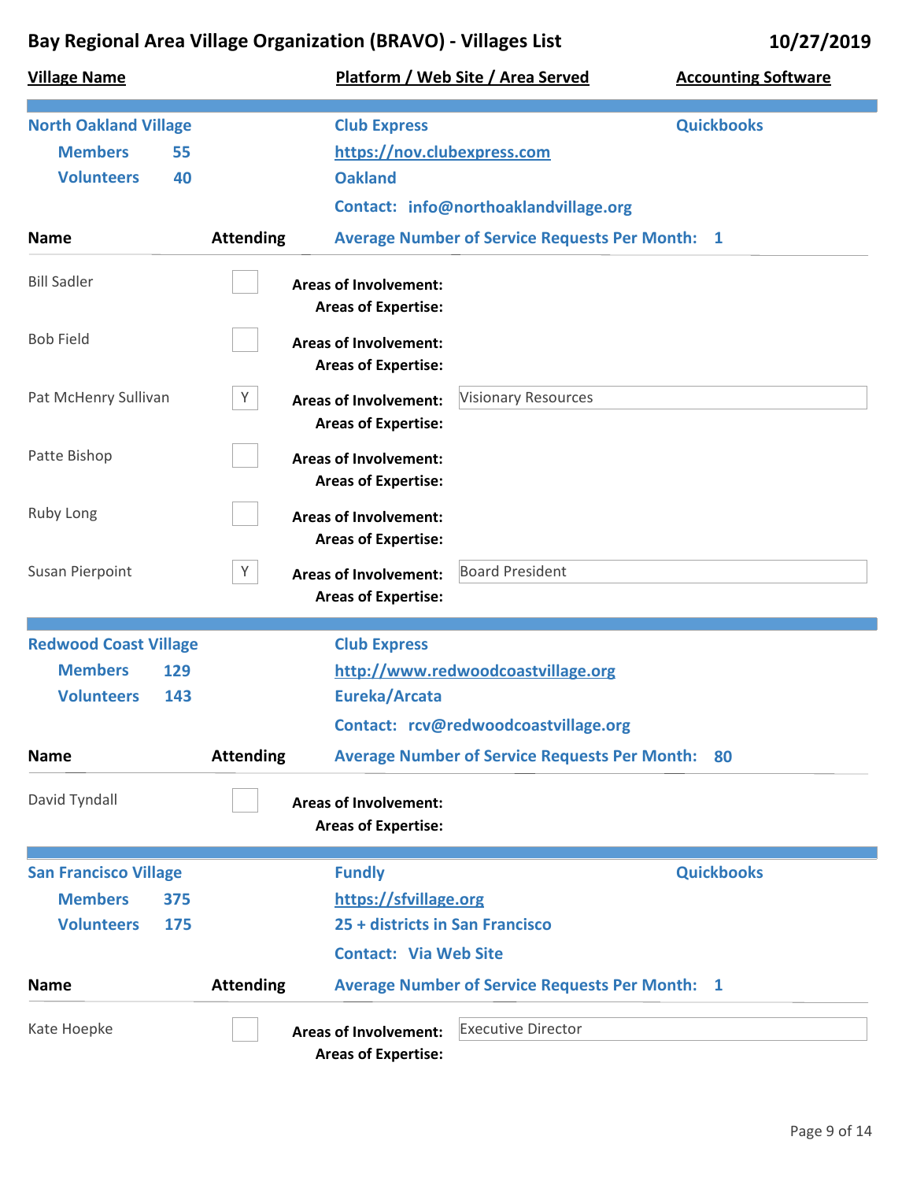# Bay Regional Area Village Organization (BRAVO) - Villages List

**10/27/2019**

| Village Name | Platform / Web Site / Area Served | Accounting Software |
|---|---|---|

## North Oakland Village

**Members** 55
**Volunteers** 40

**Club Express**
**https://nov.clubexpress.com**
**Oakland**
**Contact:** info@northoaklandvillage.org

**Quickbooks**

**Average Number of Service Requests Per Month:** 1

| Name | Attending | Areas of Involvement | Areas of Expertise |
|---|---|---|---|
| Bill Sadler | | | |
| Bob Field | | | |
| Pat McHenry Sullivan | Y | Visionary Resources | |
| Patte Bishop | | | |
| Ruby Long | | | |
| Susan Pierpoint | Y | Board President | |

## Redwood Coast Village

**Members** 129
**Volunteers** 143

**Club Express**
**http://www.redwoodcoastvillage.org**
**Eureka/Arcata**
**Contact:** rcv@redwoodcoastvillage.org

**Average Number of Service Requests Per Month:** 80

| Name | Attending | Areas of Involvement | Areas of Expertise |
|---|---|---|---|
| David Tyndall | | | |

## San Francisco Village

**Members** 375
**Volunteers** 175

**Fundly**
**https://sfvillage.org**
**25 + districts in San Francisco**
**Contact:** Via Web Site

**Quickbooks**

**Average Number of Service Requests Per Month:** 1

| Name | Attending | Areas of Involvement | Areas of Expertise |
|---|---|---|---|
| Kate Hoepke | | Executive Director | |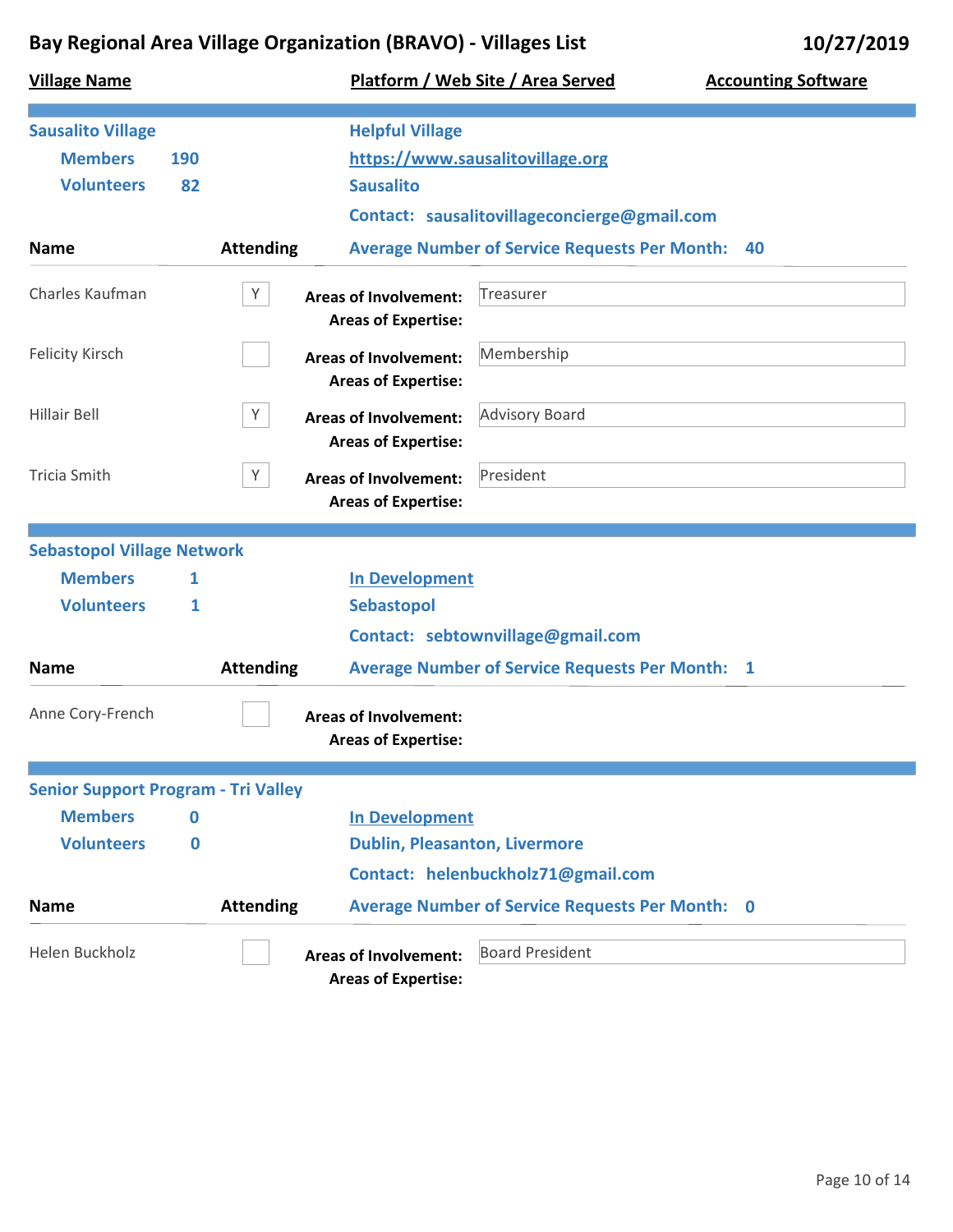# Bay Regional Area Village Organization (BRAVO) - Villages List

10/27/2019

| Village Name | Platform / Web Site / Area Served | Accounting Software |
|---|---|---|

## Sausalito Village

**Members** 190
**Volunteers** 82

**Helpful Village**
https://www.sausalitovillage.org
**Sausalito**
**Contact:** sausalitovillageconcierge@gmail.com

**Average Number of Service Requests Per Month:** 40

| Name | Attending | Areas of Involvement | Areas of Expertise |
|---|---|---|---|
| Charles Kaufman | Y | Treasurer | |
| Felicity Kirsch | | Membership | |
| Hillair Bell | Y | Advisory Board | |
| Tricia Smith | Y | President | |

## Sebastopol Village Network

**Members** 1
**Volunteers** 1

**In Development**
**Sebastopol**
**Contact:** sebtownvillage@gmail.com

**Average Number of Service Requests Per Month:** 1

| Name | Attending | Areas of Involvement | Areas of Expertise |
|---|---|---|---|
| Anne Cory-French | | | |

## Senior Support Program - Tri Valley

**Members** 0
**Volunteers** 0

**In Development**
**Dublin, Pleasanton, Livermore**
**Contact:** helenbuckholz71@gmail.com

**Average Number of Service Requests Per Month:** 0

| Name | Attending | Areas of Involvement | Areas of Expertise |
|---|---|---|---|
| Helen Buckholz | | Board President | |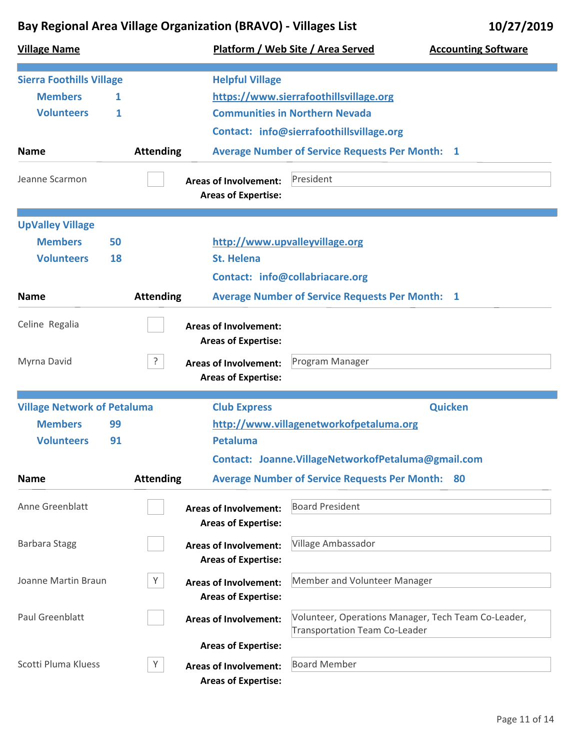# Bay Regional Area Village Organization (BRAVO) - Villages List

10/27/2019

| Village Name | Platform / Web Site / Area Served | Accounting Software |
| --- | --- | --- |

## Sierra Foothills Village

**Members** 1
**Volunteers** 1

**Helpful Village**
https://www.sierrafoothillsvillage.org
**Communities in Northern Nevada**
**Contact:** info@sierrafoothillsvillage.org

**Average Number of Service Requests Per Month:** 1

| Name | Attending | Areas of Involvement | Areas of Expertise |
| --- | --- | --- | --- |
| Jeanne Scarmon | | President | |

## UpValley Village

**Members** 50
**Volunteers** 18

http://www.upvalleyvillage.org
**St. Helena**
**Contact:** info@collabriacare.org

**Average Number of Service Requests Per Month:** 1

| Name | Attending | Areas of Involvement | Areas of Expertise |
| --- | --- | --- | --- |
| Celine Regalia | | | |
| Myrna David | ? | Program Manager | |

## Village Network of Petaluma

**Members** 99
**Volunteers** 91

**Club Express**
http://www.villagenetworkofpetaluma.org
**Petaluma**
**Contact:** Joanne.VillageNetworkofPetaluma@gmail.com

**Accounting Software:** Quicken

**Average Number of Service Requests Per Month:** 80

| Name | Attending | Areas of Involvement | Areas of Expertise |
| --- | --- | --- | --- |
| Anne Greenblatt | | Board President | |
| Barbara Stagg | | Village Ambassador | |
| Joanne Martin Braun | Y | Member and Volunteer Manager | |
| Paul Greenblatt | | Volunteer, Operations Manager, Tech Team Co-Leader, Transportation Team Co-Leader | |
| Scotti Pluma Kluess | Y | Board Member | |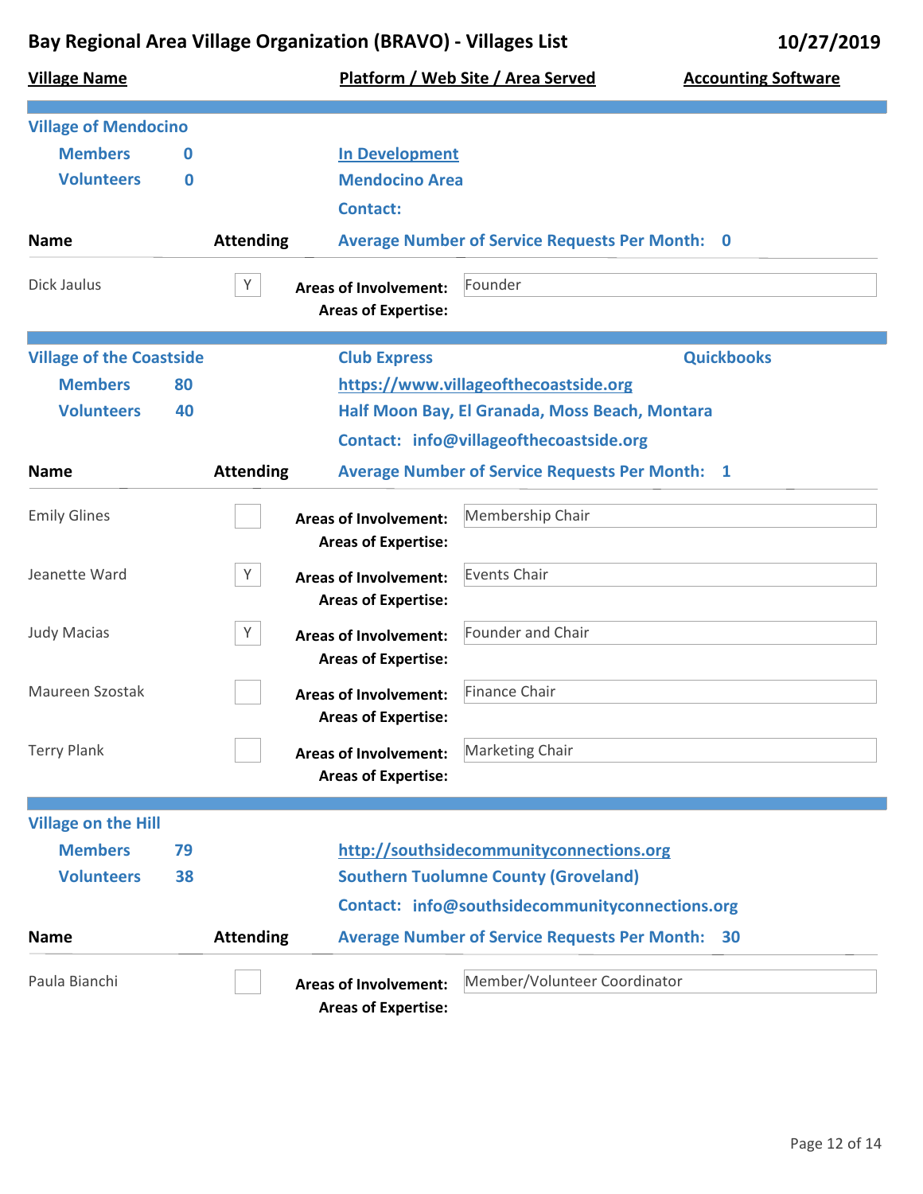# Bay Regional Area Village Organization (BRAVO) - Villages List

10/27/2019

| Village Name | Platform / Web Site / Area Served | Accounting Software |
|---|---|---|

## Village of Mendocino

**Members** 0
**Volunteers** 0

**In Development**
**Mendocino Area**
**Contact:**

| Name | Attending | | |
|---|---|---|---|
| | | **Average Number of Service Requests Per Month:** | 0 |
| Dick Jaulus | Y | **Areas of Involvement:** | Founder |
| | | **Areas of Expertise:** | |

## Village of the Coastside

**Members** 80
**Volunteers** 40

**Club Express** — **Quickbooks**
**https://www.villageofthecoastside.org**
**Half Moon Bay, El Granada, Moss Beach, Montara**
**Contact: info@villageofthecoastside.org**

| Name | Attending | | |
|---|---|---|---|
| | | **Average Number of Service Requests Per Month:** | 1 |
| Emily Glines | | **Areas of Involvement:** | Membership Chair |
| | | **Areas of Expertise:** | |
| Jeanette Ward | Y | **Areas of Involvement:** | Events Chair |
| | | **Areas of Expertise:** | |
| Judy Macias | Y | **Areas of Involvement:** | Founder and Chair |
| | | **Areas of Expertise:** | |
| Maureen Szostak | | **Areas of Involvement:** | Finance Chair |
| | | **Areas of Expertise:** | |
| Terry Plank | | **Areas of Involvement:** | Marketing Chair |
| | | **Areas of Expertise:** | |

## Village on the Hill

**Members** 79
**Volunteers** 38

**http://southsidecommunityconnections.org**
**Southern Tuolumne County (Groveland)**
**Contact: info@southsidecommunityconnections.org**

| Name | Attending | | |
|---|---|---|---|
| | | **Average Number of Service Requests Per Month:** | 30 |
| Paula Bianchi | | **Areas of Involvement:** | Member/Volunteer Coordinator |
| | | **Areas of Expertise:** | |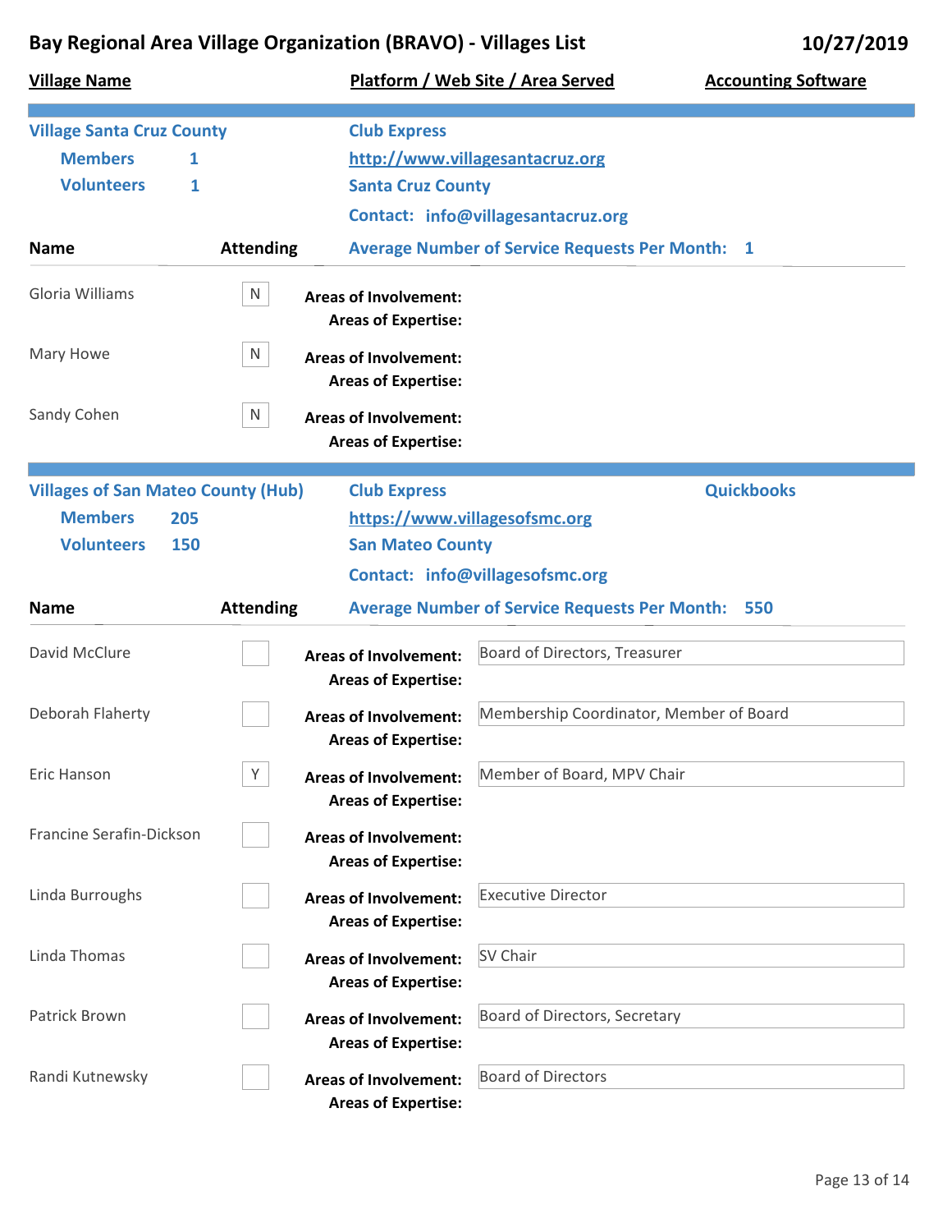# Bay Regional Area Village Organization (BRAVO) - Villages List

10/27/2019

**Village Name** | **Platform / Web Site / Area Served** | **Accounting Software**

---

## Village Santa Cruz County

**Members** 1
**Volunteers** 1

Club Express
http://www.villagesantacruz.org
Santa Cruz County
Contact: info@villagesantacruz.org

**Average Number of Service Requests Per Month:** 1

| Name | Attending | Areas of Involvement | Areas of Expertise |
|---|---|---|---|
| Gloria Williams | N | | |
| Mary Howe | N | | |
| Sandy Cohen | N | | |

---

## Villages of San Mateo County (Hub)

**Members** 205
**Volunteers** 150

Club Express
https://www.villagesofsmc.org
San Mateo County
Contact: info@villagesofsmc.org

Accounting Software: Quickbooks

**Average Number of Service Requests Per Month:** 550

| Name | Attending | Areas of Involvement | Areas of Expertise |
|---|---|---|---|
| David McClure | | Board of Directors, Treasurer | |
| Deborah Flaherty | | Membership Coordinator, Member of Board | |
| Eric Hanson | Y | Member of Board, MPV Chair | |
| Francine Serafin-Dickson | | | |
| Linda Burroughs | | Executive Director | |
| Linda Thomas | | SV Chair | |
| Patrick Brown | | Board of Directors, Secretary | |
| Randi Kutnewsky | | Board of Directors | |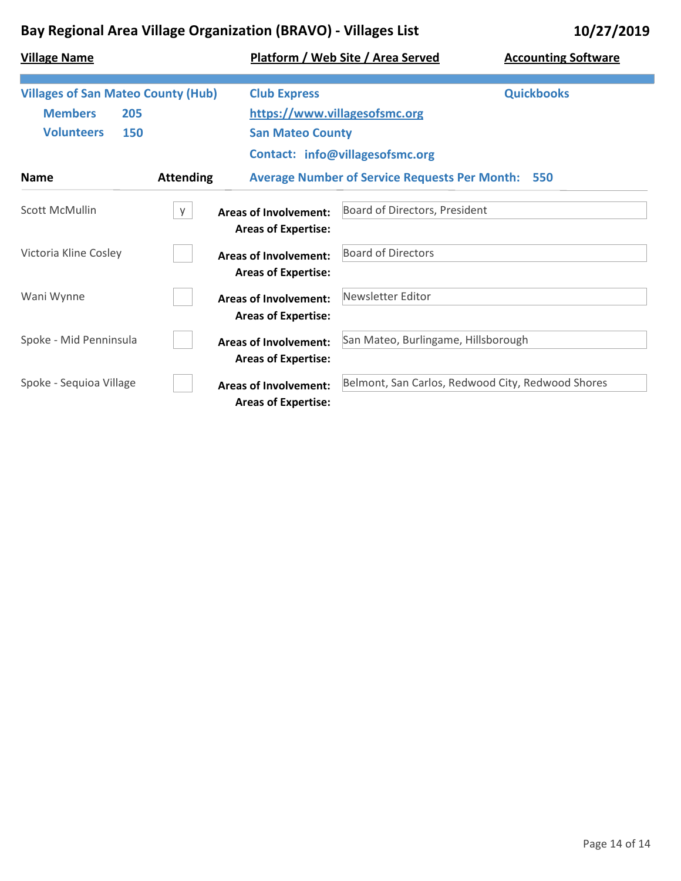# Bay Regional Area Village Organization (BRAVO) - Villages List

**10/27/2019**

| Village Name | Platform / Web Site / Area Served | Accounting Software |
|---|---|---|
| **Villages of San Mateo County (Hub)** | **Club Express** | **Quickbooks** |
| **Members** 205 | **https://www.villagesofsmc.org** | |
| **Volunteers** 150 | **San Mateo County** | |
| | **Contact: info@villagesofsmc.org** | |

**Average Number of Service Requests Per Month: 550**

| Name | Attending | | |
|---|---|---|---|
| Scott McMullin | y | **Areas of Involvement:** | Board of Directors, President |
| | | **Areas of Expertise:** | |
| Victoria Kline Cosley | | **Areas of Involvement:** | Board of Directors |
| | | **Areas of Expertise:** | |
| Wani Wynne | | **Areas of Involvement:** | Newsletter Editor |
| | | **Areas of Expertise:** | |
| Spoke - Mid Penninsula | | **Areas of Involvement:** | San Mateo, Burlingame, Hillsborough |
| | | **Areas of Expertise:** | |
| Spoke - Sequioa Village | | **Areas of Involvement:** | Belmont, San Carlos, Redwood City, Redwood Shores |
| | | **Areas of Expertise:** | |